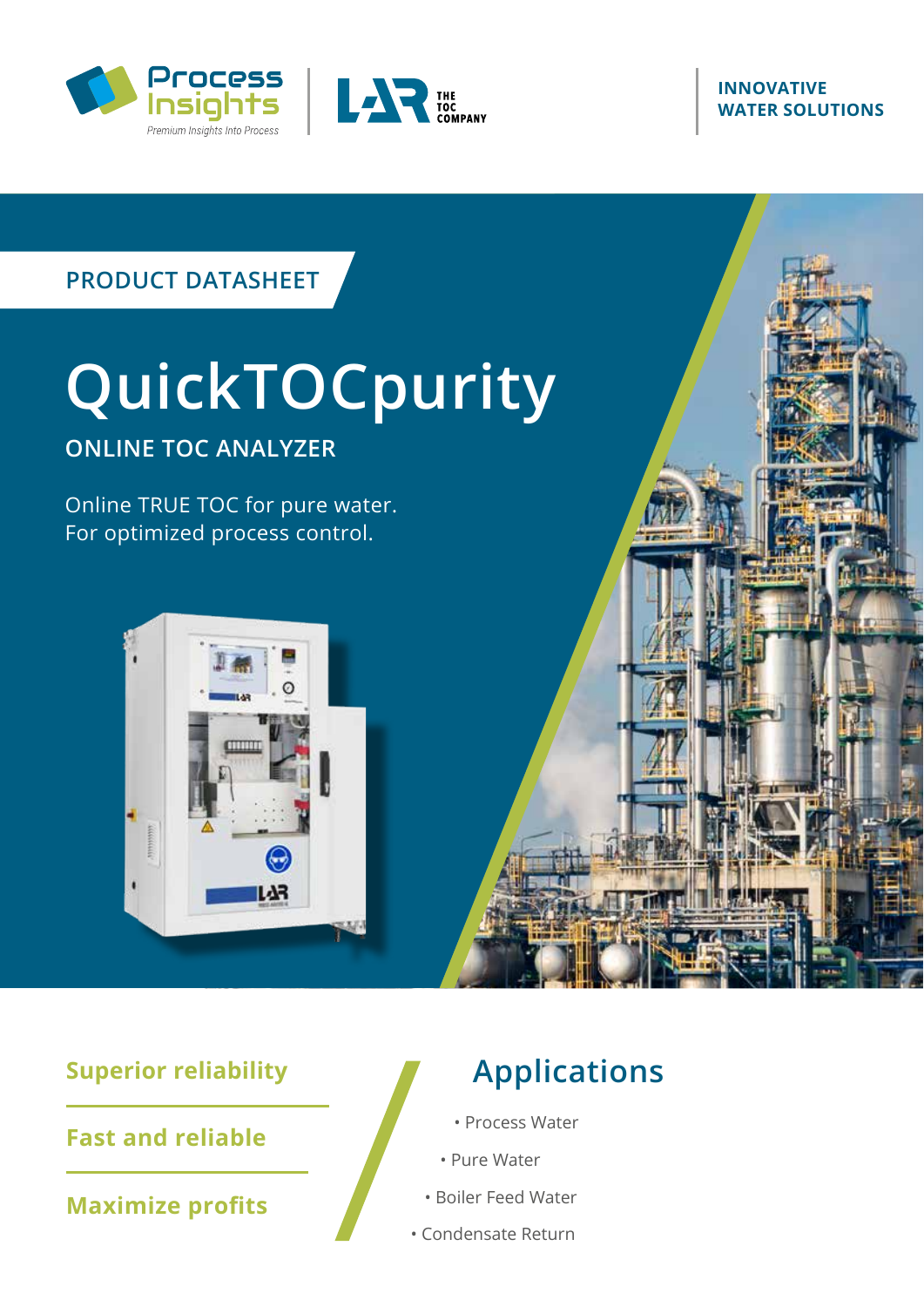Process Insights
Premium Insights Into Process

LAR THE TOC COMPANY

INNOVATIVE WATER SOLUTIONS

PRODUCT DATASHEET

# QuickTOCpurity

## ONLINE TOC ANALYZER

Online TRUE TOC for pure water.
For optimized process control.

**Superior reliability**

**Fast and reliable**

**Maximize profits**

## Applications

- Process Water
- Pure Water
- Boiler Feed Water
- Condensate Return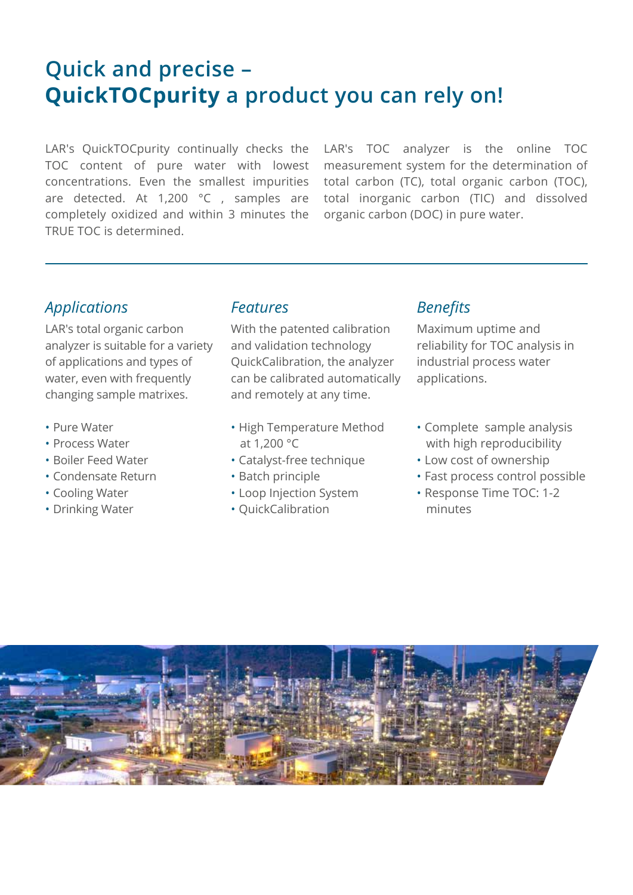# Quick and precise – **QuickTOCpurity** a product you can rely on!

LAR's QuickTOCpurity continually checks the TOC content of pure water with lowest concentrations. Even the smallest impurities are detected. At 1,200 °C , samples are completely oxidized and within 3 minutes the TRUE TOC is determined.

LAR's TOC analyzer is the online TOC measurement system for the determination of total carbon (TC), total organic carbon (TOC), total inorganic carbon (TIC) and dissolved organic carbon (DOC) in pure water.

---

## *Applications*

LAR's total organic carbon analyzer is suitable for a variety of applications and types of water, even with frequently changing sample matrixes.

- Pure Water
- Process Water
- Boiler Feed Water
- Condensate Return
- Cooling Water
- Drinking Water

## *Features*

With the patented calibration and validation technology QuickCalibration, the analyzer can be calibrated automatically and remotely at any time.

- High Temperature Method at 1,200 °C
- Catalyst-free technique
- Batch principle
- Loop Injection System
- QuickCalibration

## *Benefits*

Maximum uptime and reliability for TOC analysis in industrial process water applications.

- Complete sample analysis with high reproducibility
- Low cost of ownership
- Fast process control possible
- Response Time TOC: 1-2 minutes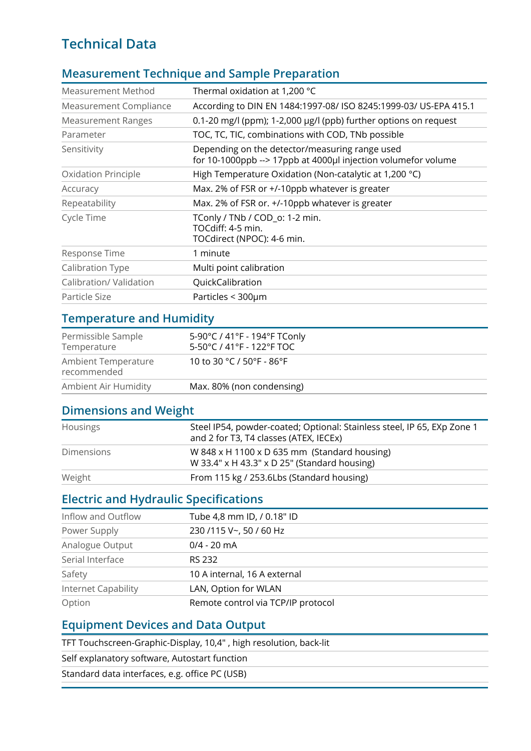# Technical Data

## Measurement Technique and Sample Preparation

| | |
|---|---|
| Measurement Method | Thermal oxidation at 1,200 °C |
| Measurement Compliance | According to DIN EN 1484:1997-08/ ISO 8245:1999-03/ US-EPA 415.1 |
| Measurement Ranges | 0.1-20 mg/l (ppm); 1-2,000 µg/l (ppb) further options on request |
| Parameter | TOC, TC, TIC, combinations with COD, TNb possible |
| Sensitivity | Depending on the detector/measuring range used<br>for 10-1000ppb --> 17ppb at 4000µl injection volumefor volume |
| Oxidation Principle | High Temperature Oxidation (Non-catalytic at 1,200 °C) |
| Accuracy | Max. 2% of FSR or +/-10ppb whatever is greater |
| Repeatability | Max. 2% of FSR or. +/-10ppb whatever is greater |
| Cycle Time | TConly / TNb / COD_o: 1-2 min.<br>TOCdiff: 4-5 min.<br>TOCdirect (NPOC): 4-6 min. |
| Response Time | 1 minute |
| Calibration Type | Multi point calibration |
| Calibration/ Validation | QuickCalibration |
| Particle Size | Particles < 300µm |

## Temperature and Humidity

| | |
|---|---|
| Permissible Sample Temperature | 5-90°C / 41°F - 194°F TConly<br>5-50°C / 41°F - 122°F TOC |
| Ambient Temperature recommended | 10 to 30 °C / 50°F - 86°F |
| Ambient Air Humidity | Max. 80% (non condensing) |

## Dimensions and Weight

| | |
|---|---|
| Housings | Steel IP54, powder-coated; Optional: Stainless steel, IP 65, EXp Zone 1 and 2 for T3, T4 classes (ATEX, IECEx) |
| Dimensions | W 848 x H 1100 x D 635 mm (Standard housing)<br>W 33.4" x H 43.3" x D 25" (Standard housing) |
| Weight | From 115 kg / 253.6Lbs (Standard housing) |

## Electric and Hydraulic Specifications

| | |
|---|---|
| Inflow and Outflow | Tube 4,8 mm ID, / 0.18" ID |
| Power Supply | 230 /115 V~, 50 / 60 Hz |
| Analogue Output | 0/4 - 20 mA |
| Serial Interface | RS 232 |
| Safety | 10 A internal, 16 A external |
| Internet Capability | LAN, Option for WLAN |
| Option | Remote control via TCP/IP protocol |

## Equipment Devices and Data Output

- TFT Touchscreen-Graphic-Display, 10,4" , high resolution, back-lit
- Self explanatory software, Autostart function
- Standard data interfaces, e.g. office PC (USB)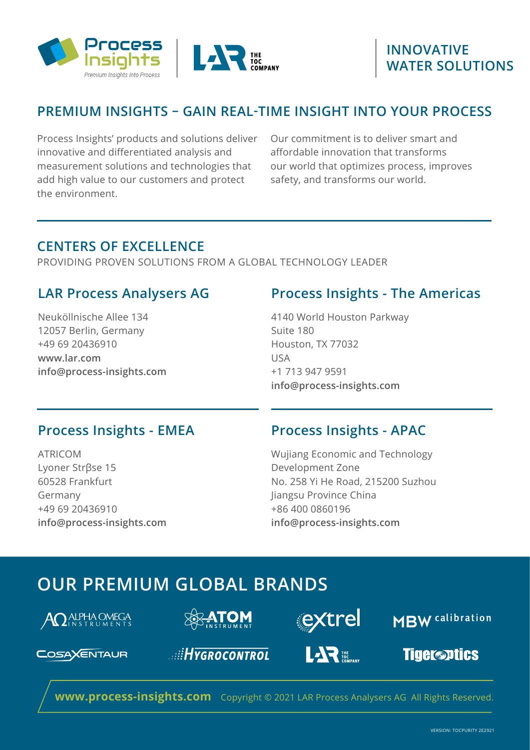Process Insights
Premium Insights Into Process

THE TOC COMPANY

INNOVATIVE WATER SOLUTIONS

## PREMIUM INSIGHTS – GAIN REAL-TIME INSIGHT INTO YOUR PROCESS

Process Insights' products and solutions deliver innovative and differentiated analysis and measurement solutions and technologies that add high value to our customers and protect the environment.

Our commitment is to deliver smart and affordable innovation that transforms our world that optimizes process, improves safety, and transforms our world.

## CENTERS OF EXCELLENCE

PROVIDING PROVEN SOLUTIONS FROM A GLOBAL TECHNOLOGY LEADER

### LAR Process Analysers AG

Neuköllnische Allee 134
12057 Berlin, Germany
+49 69 20436910
**www.lar.com**
**info@process-insights.com**

### Process Insights - The Americas

4140 World Houston Parkway
Suite 180
Houston, TX 77032
USA
+1 713 947 9591
**info@process-insights.com**

### Process Insights - EMEA

ATRICOM
Lyoner Strβse 15
60528 Frankfurt
Germany
+49 69 20436910
**info@process-insights.com**

### Process Insights - APAC

Wujiang Economic and Technology Development Zone
No. 258 Yi He Road, 215200 Suzhou
Jiangsu Province China
+86 400 0860196
**info@process-insights.com**

## OUR PREMIUM GLOBAL BRANDS

ALPHA OMEGA INSTRUMENTS · ATOM INSTRUMENT · extrel · MBW calibration · COSA XENTAUR · HYGROCONTROL · LAR THE TOC COMPANY · Tiger Optics

**www.process-insights.com** Copyright © 2021 LAR Process Analysers AG All Rights Reserved.

VERSION: TOCPURITY 2E2921